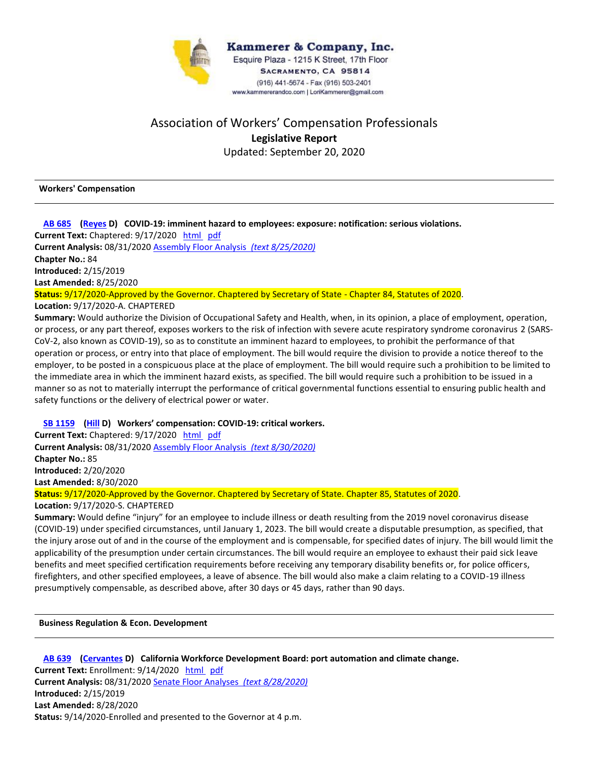Kammerer & Company, Inc.
Esquire Plaza - 1215 K Street, 17th Floor
SACRAMENTO, CA 95814
(916) 441-5674 - Fax (916) 503-2401
www.kammererandco.com | LoriKammerer@gmail.com

# Association of Workers' Compensation Professionals

## Legislative Report

Updated: September 20, 2020

### Workers' Compensation

**AB 685 (Reyes D) COVID-19: imminent hazard to employees: exposure: notification: serious violations.**

**Current Text:** Chaptered: 9/17/2020 html pdf
**Current Analysis:** 08/31/2020 Assembly Floor Analysis *(text 8/25/2020)*
**Chapter No.:** 84
**Introduced:** 2/15/2019
**Last Amended:** 8/25/2020
**Status:** 9/17/2020-Approved by the Governor. Chaptered by Secretary of State - Chapter 84, Statutes of 2020.
**Location:** 9/17/2020-A. CHAPTERED
**Summary:** Would authorize the Division of Occupational Safety and Health, when, in its opinion, a place of employment, operation, or process, or any part thereof, exposes workers to the risk of infection with severe acute respiratory syndrome coronavirus 2 (SARS-CoV-2, also known as COVID-19), so as to constitute an imminent hazard to employees, to prohibit the performance of that operation or process, or entry into that place of employment. The bill would require the division to provide a notice thereof to the employer, to be posted in a conspicuous place at the place of employment. The bill would require such a prohibition to be limited to the immediate area in which the imminent hazard exists, as specified. The bill would require such a prohibition to be issued in a manner so as not to materially interrupt the performance of critical governmental functions essential to ensuring public health and safety functions or the delivery of electrical power or water.

**SB 1159 (Hill D) Workers' compensation: COVID-19: critical workers.**

**Current Text:** Chaptered: 9/17/2020 html pdf
**Current Analysis:** 08/31/2020 Assembly Floor Analysis *(text 8/30/2020)*
**Chapter No.:** 85
**Introduced:** 2/20/2020
**Last Amended:** 8/30/2020
**Status:** 9/17/2020-Approved by the Governor. Chaptered by Secretary of State. Chapter 85, Statutes of 2020.
**Location:** 9/17/2020-S. CHAPTERED
**Summary:** Would define "injury" for an employee to include illness or death resulting from the 2019 novel coronavirus disease (COVID-19) under specified circumstances, until January 1, 2023. The bill would create a disputable presumption, as specified, that the injury arose out of and in the course of the employment and is compensable, for specified dates of injury. The bill would limit the applicability of the presumption under certain circumstances. The bill would require an employee to exhaust their paid sick leave benefits and meet specified certification requirements before receiving any temporary disability benefits or, for police officers, firefighters, and other specified employees, a leave of absence. The bill would also make a claim relating to a COVID-19 illness presumptively compensable, as described above, after 30 days or 45 days, rather than 90 days.

### Business Regulation & Econ. Development

**AB 639 (Cervantes D) California Workforce Development Board: port automation and climate change.**

**Current Text:** Enrollment: 9/14/2020 html pdf
**Current Analysis:** 08/31/2020 Senate Floor Analyses *(text 8/28/2020)*
**Introduced:** 2/15/2019
**Last Amended:** 8/28/2020
**Status:** 9/14/2020-Enrolled and presented to the Governor at 4 p.m.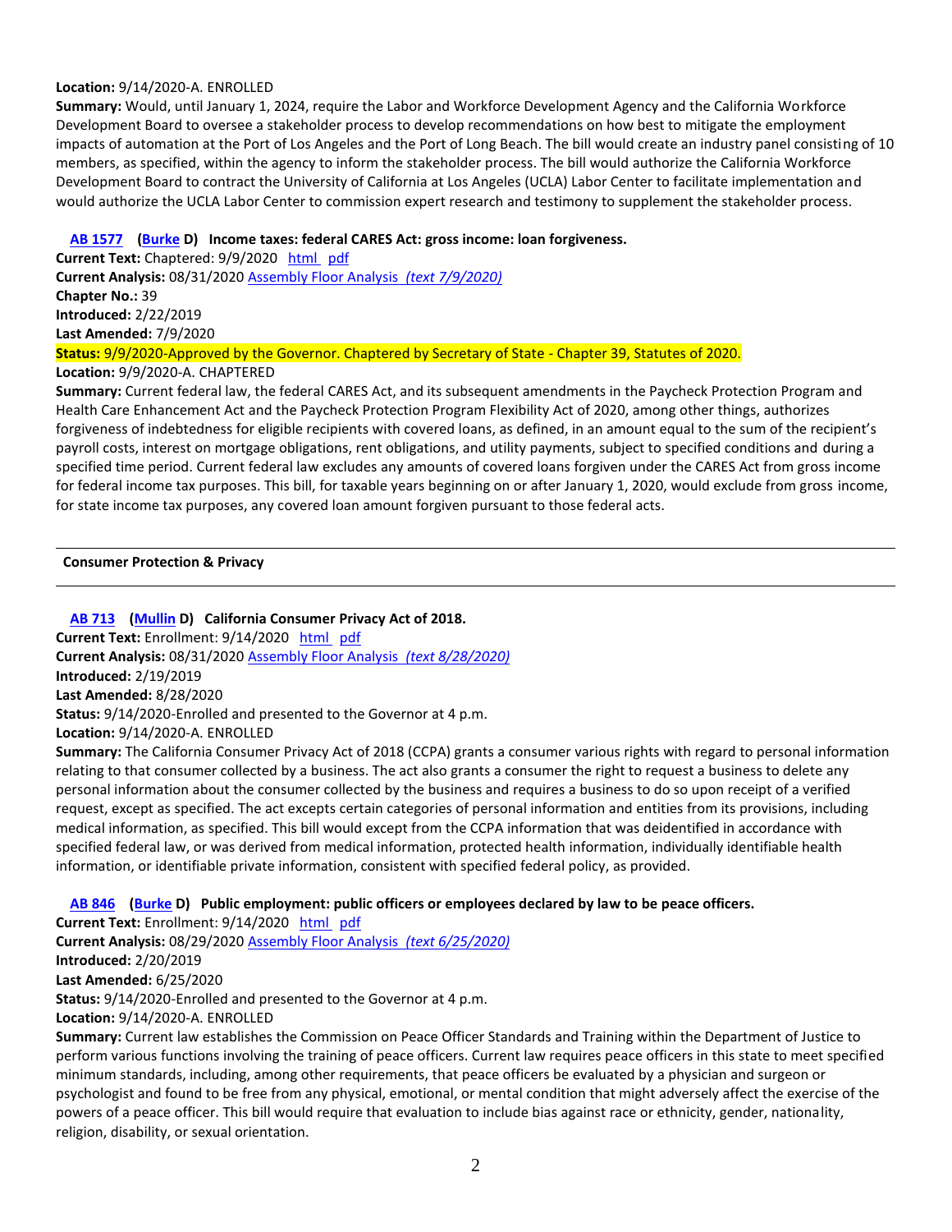**Location:** 9/14/2020-A. ENROLLED

**Summary:** Would, until January 1, 2024, require the Labor and Workforce Development Agency and the California Workforce Development Board to oversee a stakeholder process to develop recommendations on how best to mitigate the employment impacts of automation at the Port of Los Angeles and the Port of Long Beach. The bill would create an industry panel consisting of 10 members, as specified, within the agency to inform the stakeholder process. The bill would authorize the California Workforce Development Board to contract the University of California at Los Angeles (UCLA) Labor Center to facilitate implementation and would authorize the UCLA Labor Center to commission expert research and testimony to supplement the stakeholder process.

**AB 1577 (Burke D) Income taxes: federal CARES Act: gross income: loan forgiveness.**

**Current Text:** Chaptered: 9/9/2020 html pdf

**Current Analysis:** 08/31/2020 Assembly Floor Analysis *(text 7/9/2020)*

**Chapter No.:** 39

**Introduced:** 2/22/2019

**Last Amended:** 7/9/2020

**Status:** 9/9/2020-Approved by the Governor. Chaptered by Secretary of State - Chapter 39, Statutes of 2020.

**Location:** 9/9/2020-A. CHAPTERED

**Summary:** Current federal law, the federal CARES Act, and its subsequent amendments in the Paycheck Protection Program and Health Care Enhancement Act and the Paycheck Protection Program Flexibility Act of 2020, among other things, authorizes forgiveness of indebtedness for eligible recipients with covered loans, as defined, in an amount equal to the sum of the recipient's payroll costs, interest on mortgage obligations, rent obligations, and utility payments, subject to specified conditions and during a specified time period. Current federal law excludes any amounts of covered loans forgiven under the CARES Act from gross income for federal income tax purposes. This bill, for taxable years beginning on or after January 1, 2020, would exclude from gross income, for state income tax purposes, any covered loan amount forgiven pursuant to those federal acts.

---

## Consumer Protection & Privacy

---

**AB 713 (Mullin D) California Consumer Privacy Act of 2018.**

**Current Text:** Enrollment: 9/14/2020 html pdf

**Current Analysis:** 08/31/2020 Assembly Floor Analysis *(text 8/28/2020)*

**Introduced:** 2/19/2019

**Last Amended:** 8/28/2020

**Status:** 9/14/2020-Enrolled and presented to the Governor at 4 p.m.

**Location:** 9/14/2020-A. ENROLLED

**Summary:** The California Consumer Privacy Act of 2018 (CCPA) grants a consumer various rights with regard to personal information relating to that consumer collected by a business. The act also grants a consumer the right to request a business to delete any personal information about the consumer collected by the business and requires a business to do so upon receipt of a verified request, except as specified. The act excepts certain categories of personal information and entities from its provisions, including medical information, as specified. This bill would except from the CCPA information that was deidentified in accordance with specified federal law, or was derived from medical information, protected health information, individually identifiable health information, or identifiable private information, consistent with specified federal policy, as provided.

**AB 846 (Burke D) Public employment: public officers or employees declared by law to be peace officers.**

**Current Text:** Enrollment: 9/14/2020 html pdf

**Current Analysis:** 08/29/2020 Assembly Floor Analysis *(text 6/25/2020)*

**Introduced:** 2/20/2019

**Last Amended:** 6/25/2020

**Status:** 9/14/2020-Enrolled and presented to the Governor at 4 p.m.

**Location:** 9/14/2020-A. ENROLLED

**Summary:** Current law establishes the Commission on Peace Officer Standards and Training within the Department of Justice to perform various functions involving the training of peace officers. Current law requires peace officers in this state to meet specified minimum standards, including, among other requirements, that peace officers be evaluated by a physician and surgeon or psychologist and found to be free from any physical, emotional, or mental condition that might adversely affect the exercise of the powers of a peace officer. This bill would require that evaluation to include bias against race or ethnicity, gender, nationality, religion, disability, or sexual orientation.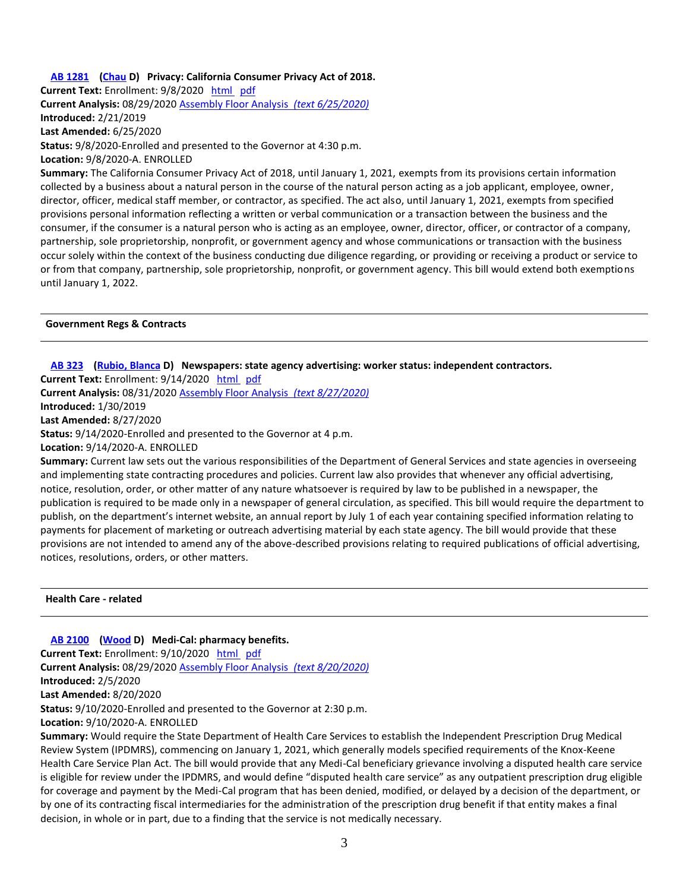**[AB 1281](#) ([Chau](#) D) Privacy: California Consumer Privacy Act of 2018.**

**Current Text:** Enrollment: 9/8/2020 [html](#) [pdf](#)

**Current Analysis:** 08/29/2020 [Assembly Floor Analysis *(text 6/25/2020)*](#)

**Introduced:** 2/21/2019

**Last Amended:** 6/25/2020

**Status:** 9/8/2020-Enrolled and presented to the Governor at 4:30 p.m.

**Location:** 9/8/2020-A. ENROLLED

**Summary:** The California Consumer Privacy Act of 2018, until January 1, 2021, exempts from its provisions certain information collected by a business about a natural person in the course of the natural person acting as a job applicant, employee, owner, director, officer, medical staff member, or contractor, as specified. The act also, until January 1, 2021, exempts from specified provisions personal information reflecting a written or verbal communication or a transaction between the business and the consumer, if the consumer is a natural person who is acting as an employee, owner, director, officer, or contractor of a company, partnership, sole proprietorship, nonprofit, or government agency and whose communications or transaction with the business occur solely within the context of the business conducting due diligence regarding, or providing or receiving a product or service to or from that company, partnership, sole proprietorship, nonprofit, or government agency. This bill would extend both exemptions until January 1, 2022.

---

**Government Regs & Contracts**

---

**[AB 323](#) ([Rubio, Blanca](#) D) Newspapers: state agency advertising: worker status: independent contractors.**

**Current Text:** Enrollment: 9/14/2020 [html](#) [pdf](#)

**Current Analysis:** 08/31/2020 [Assembly Floor Analysis *(text 8/27/2020)*](#)

**Introduced:** 1/30/2019

**Last Amended:** 8/27/2020

**Status:** 9/14/2020-Enrolled and presented to the Governor at 4 p.m.

**Location:** 9/14/2020-A. ENROLLED

**Summary:** Current law sets out the various responsibilities of the Department of General Services and state agencies in overseeing and implementing state contracting procedures and policies. Current law also provides that whenever any official advertising, notice, resolution, order, or other matter of any nature whatsoever is required by law to be published in a newspaper, the publication is required to be made only in a newspaper of general circulation, as specified. This bill would require the department to publish, on the department's internet website, an annual report by July 1 of each year containing specified information relating to payments for placement of marketing or outreach advertising material by each state agency. The bill would provide that these provisions are not intended to amend any of the above-described provisions relating to required publications of official advertising, notices, resolutions, orders, or other matters.

---

**Health Care - related**

---

**[AB 2100](#) ([Wood](#) D) Medi-Cal: pharmacy benefits.**

**Current Text:** Enrollment: 9/10/2020 [html](#) [pdf](#)

**Current Analysis:** 08/29/2020 [Assembly Floor Analysis *(text 8/20/2020)*](#)

**Introduced:** 2/5/2020

**Last Amended:** 8/20/2020

**Status:** 9/10/2020-Enrolled and presented to the Governor at 2:30 p.m.

**Location:** 9/10/2020-A. ENROLLED

**Summary:** Would require the State Department of Health Care Services to establish the Independent Prescription Drug Medical Review System (IPDMRS), commencing on January 1, 2021, which generally models specified requirements of the Knox-Keene Health Care Service Plan Act. The bill would provide that any Medi-Cal beneficiary grievance involving a disputed health care service is eligible for review under the IPDMRS, and would define "disputed health care service" as any outpatient prescription drug eligible for coverage and payment by the Medi-Cal program that has been denied, modified, or delayed by a decision of the department, or by one of its contracting fiscal intermediaries for the administration of the prescription drug benefit if that entity makes a final decision, in whole or in part, due to a finding that the service is not medically necessary.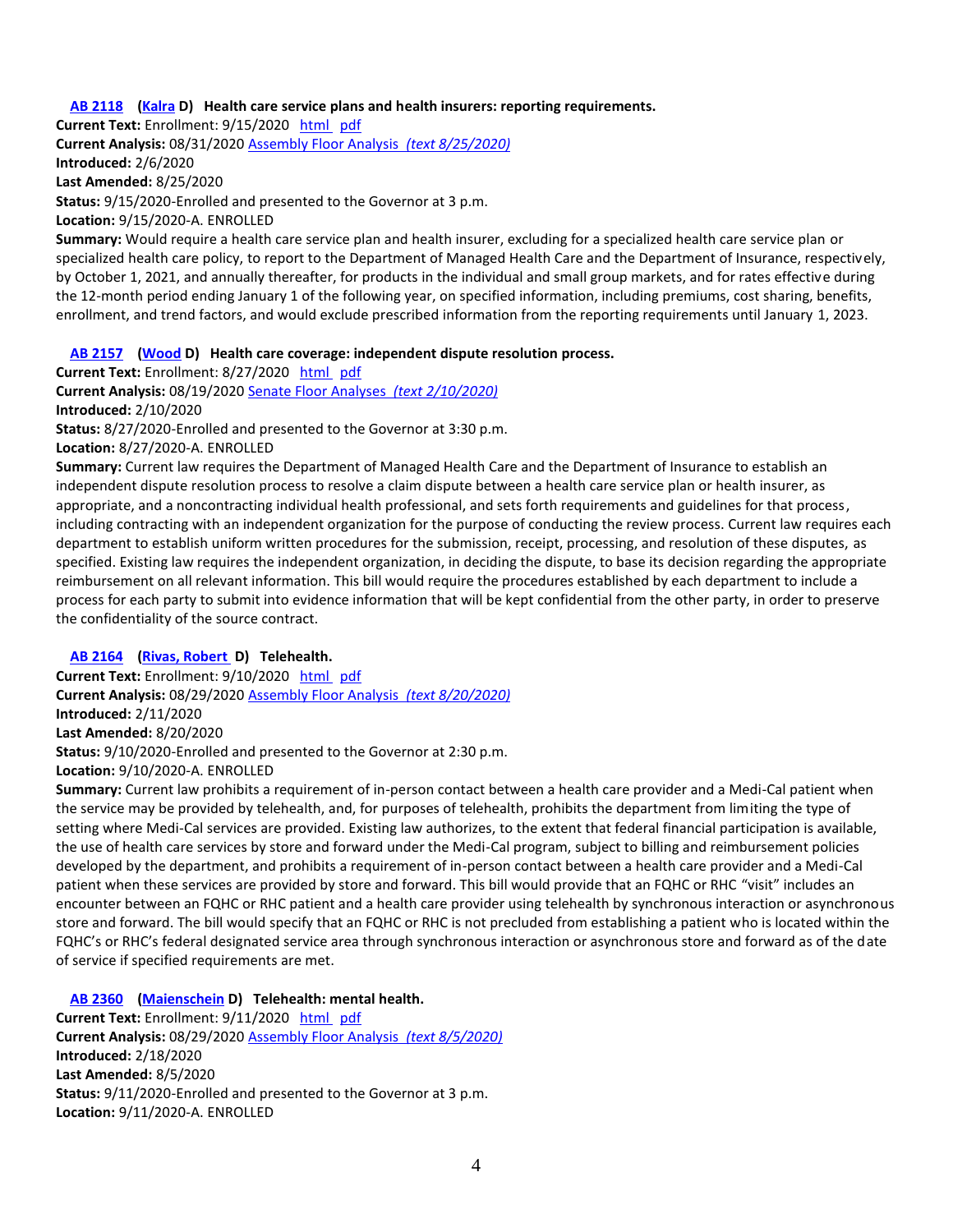**AB 2118** **(Kalra D) Health care service plans and health insurers: reporting requirements.**

**Current Text:** Enrollment: 9/15/2020 html pdf

**Current Analysis:** 08/31/2020 Assembly Floor Analysis *(text 8/25/2020)*

**Introduced:** 2/6/2020

**Last Amended:** 8/25/2020

**Status:** 9/15/2020-Enrolled and presented to the Governor at 3 p.m.

**Location:** 9/15/2020-A. ENROLLED

**Summary:** Would require a health care service plan and health insurer, excluding for a specialized health care service plan or specialized health care policy, to report to the Department of Managed Health Care and the Department of Insurance, respectively, by October 1, 2021, and annually thereafter, for products in the individual and small group markets, and for rates effective during the 12-month period ending January 1 of the following year, on specified information, including premiums, cost sharing, benefits, enrollment, and trend factors, and would exclude prescribed information from the reporting requirements until January 1, 2023.

**AB 2157** **(Wood D) Health care coverage: independent dispute resolution process.**

**Current Text:** Enrollment: 8/27/2020 html pdf

**Current Analysis:** 08/19/2020 Senate Floor Analyses *(text 2/10/2020)*

**Introduced:** 2/10/2020

**Status:** 8/27/2020-Enrolled and presented to the Governor at 3:30 p.m.

**Location:** 8/27/2020-A. ENROLLED

**Summary:** Current law requires the Department of Managed Health Care and the Department of Insurance to establish an independent dispute resolution process to resolve a claim dispute between a health care service plan or health insurer, as appropriate, and a noncontracting individual health professional, and sets forth requirements and guidelines for that process, including contracting with an independent organization for the purpose of conducting the review process. Current law requires each department to establish uniform written procedures for the submission, receipt, processing, and resolution of these disputes, as specified. Existing law requires the independent organization, in deciding the dispute, to base its decision regarding the appropriate reimbursement on all relevant information. This bill would require the procedures established by each department to include a process for each party to submit into evidence information that will be kept confidential from the other party, in order to preserve the confidentiality of the source contract.

**AB 2164** **(Rivas, Robert D) Telehealth.**

**Current Text:** Enrollment: 9/10/2020 html pdf

**Current Analysis:** 08/29/2020 Assembly Floor Analysis *(text 8/20/2020)*

**Introduced:** 2/11/2020

**Last Amended:** 8/20/2020

**Status:** 9/10/2020-Enrolled and presented to the Governor at 2:30 p.m.

**Location:** 9/10/2020-A. ENROLLED

**Summary:** Current law prohibits a requirement of in-person contact between a health care provider and a Medi-Cal patient when the service may be provided by telehealth, and, for purposes of telehealth, prohibits the department from limiting the type of setting where Medi-Cal services are provided. Existing law authorizes, to the extent that federal financial participation is available, the use of health care services by store and forward under the Medi-Cal program, subject to billing and reimbursement policies developed by the department, and prohibits a requirement of in-person contact between a health care provider and a Medi-Cal patient when these services are provided by store and forward. This bill would provide that an FQHC or RHC "visit" includes an encounter between an FQHC or RHC patient and a health care provider using telehealth by synchronous interaction or asynchronous store and forward. The bill would specify that an FQHC or RHC is not precluded from establishing a patient who is located within the FQHC's or RHC's federal designated service area through synchronous interaction or asynchronous store and forward as of the date of service if specified requirements are met.

**AB 2360** **(Maienschein D) Telehealth: mental health.**

**Current Text:** Enrollment: 9/11/2020 html pdf

**Current Analysis:** 08/29/2020 Assembly Floor Analysis *(text 8/5/2020)*

**Introduced:** 2/18/2020

**Last Amended:** 8/5/2020

**Status:** 9/11/2020-Enrolled and presented to the Governor at 3 p.m.

**Location:** 9/11/2020-A. ENROLLED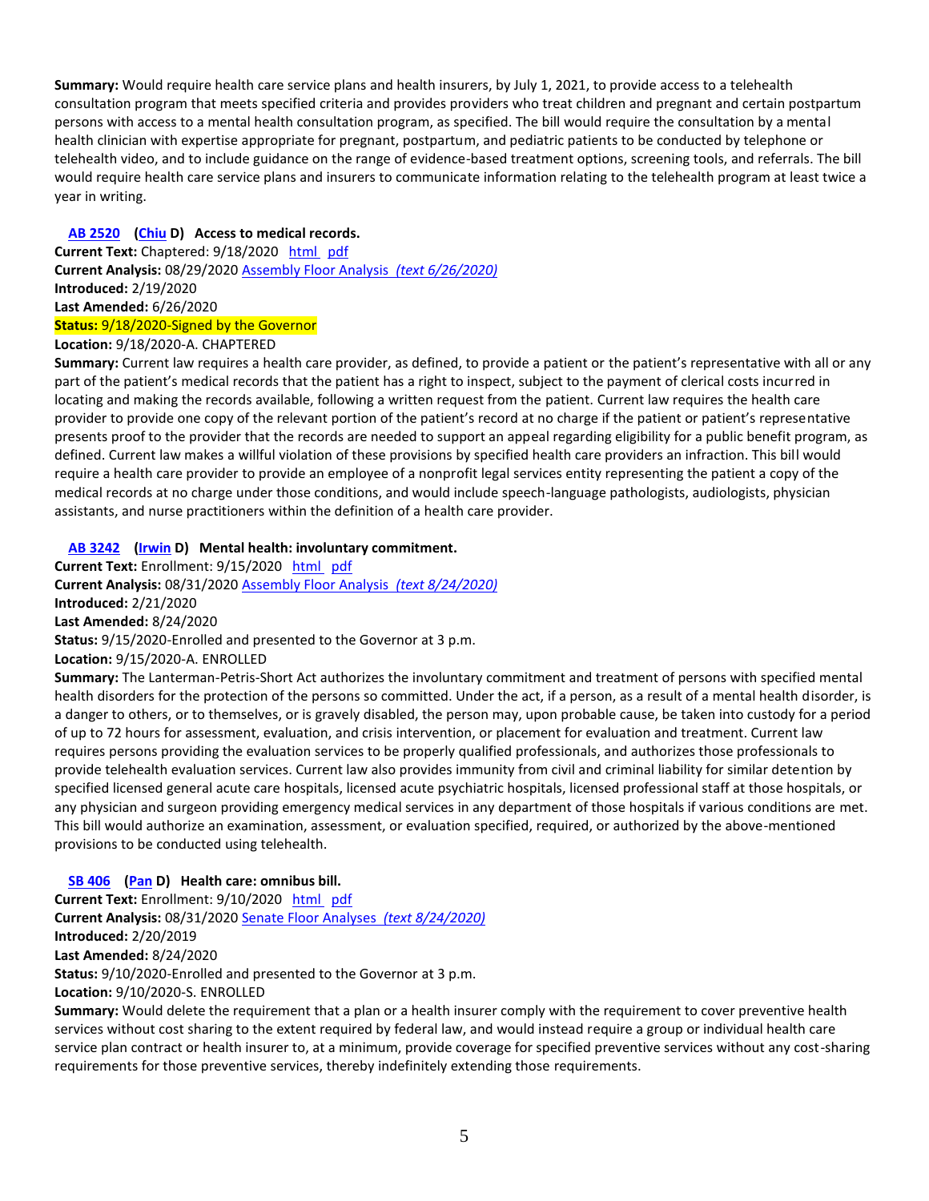**Summary:** Would require health care service plans and health insurers, by July 1, 2021, to provide access to a telehealth consultation program that meets specified criteria and provides providers who treat children and pregnant and certain postpartum persons with access to a mental health consultation program, as specified. The bill would require the consultation by a mental health clinician with expertise appropriate for pregnant, postpartum, and pediatric patients to be conducted by telephone or telehealth video, and to include guidance on the range of evidence-based treatment options, screening tools, and referrals. The bill would require health care service plans and insurers to communicate information relating to the telehealth program at least twice a year in writing.

**AB 2520** **(Chiu D)** **Access to medical records.**

**Current Text:** Chaptered: 9/18/2020 html pdf
**Current Analysis:** 08/29/2020 Assembly Floor Analysis *(text 6/26/2020)*
**Introduced:** 2/19/2020
**Last Amended:** 6/26/2020
**Status:** 9/18/2020-Signed by the Governor
**Location:** 9/18/2020-A. CHAPTERED
**Summary:** Current law requires a health care provider, as defined, to provide a patient or the patient's representative with all or any part of the patient's medical records that the patient has a right to inspect, subject to the payment of clerical costs incurred in locating and making the records available, following a written request from the patient. Current law requires the health care provider to provide one copy of the relevant portion of the patient's record at no charge if the patient or patient's representative presents proof to the provider that the records are needed to support an appeal regarding eligibility for a public benefit program, as defined. Current law makes a willful violation of these provisions by specified health care providers an infraction. This bill would require a health care provider to provide an employee of a nonprofit legal services entity representing the patient a copy of the medical records at no charge under those conditions, and would include speech-language pathologists, audiologists, physician assistants, and nurse practitioners within the definition of a health care provider.

**AB 3242** **(Irwin D)** **Mental health: involuntary commitment.**

**Current Text:** Enrollment: 9/15/2020 html pdf
**Current Analysis:** 08/31/2020 Assembly Floor Analysis *(text 8/24/2020)*
**Introduced:** 2/21/2020
**Last Amended:** 8/24/2020
**Status:** 9/15/2020-Enrolled and presented to the Governor at 3 p.m.
**Location:** 9/15/2020-A. ENROLLED
**Summary:** The Lanterman-Petris-Short Act authorizes the involuntary commitment and treatment of persons with specified mental health disorders for the protection of the persons so committed. Under the act, if a person, as a result of a mental health disorder, is a danger to others, or to themselves, or is gravely disabled, the person may, upon probable cause, be taken into custody for a period of up to 72 hours for assessment, evaluation, and crisis intervention, or placement for evaluation and treatment. Current law requires persons providing the evaluation services to be properly qualified professionals, and authorizes those professionals to provide telehealth evaluation services. Current law also provides immunity from civil and criminal liability for similar detention by specified licensed general acute care hospitals, licensed acute psychiatric hospitals, licensed professional staff at those hospitals, or any physician and surgeon providing emergency medical services in any department of those hospitals if various conditions are met. This bill would authorize an examination, assessment, or evaluation specified, required, or authorized by the above-mentioned provisions to be conducted using telehealth.

**SB 406** **(Pan D)** **Health care: omnibus bill.**

**Current Text:** Enrollment: 9/10/2020 html pdf
**Current Analysis:** 08/31/2020 Senate Floor Analyses *(text 8/24/2020)*
**Introduced:** 2/20/2019
**Last Amended:** 8/24/2020
**Status:** 9/10/2020-Enrolled and presented to the Governor at 3 p.m.
**Location:** 9/10/2020-S. ENROLLED
**Summary:** Would delete the requirement that a plan or a health insurer comply with the requirement to cover preventive health services without cost sharing to the extent required by federal law, and would instead require a group or individual health care service plan contract or health insurer to, at a minimum, provide coverage for specified preventive services without any cost-sharing requirements for those preventive services, thereby indefinitely extending those requirements.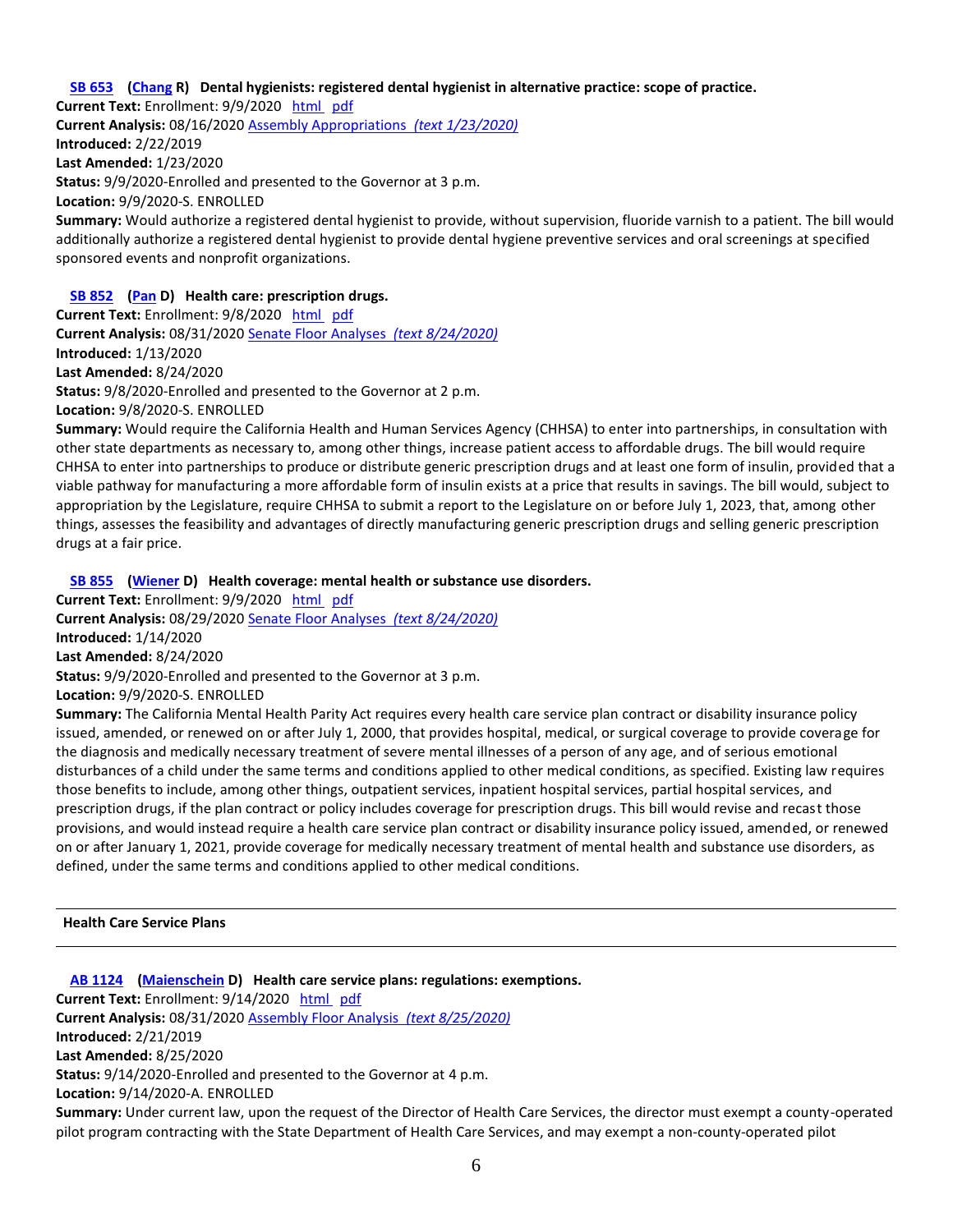**SB 653** **(Chang R)** **Dental hygienists: registered dental hygienist in alternative practice: scope of practice.**

**Current Text:** Enrollment: 9/9/2020 html pdf

**Current Analysis:** 08/16/2020 Assembly Appropriations *(text 1/23/2020)*

**Introduced:** 2/22/2019

**Last Amended:** 1/23/2020

**Status:** 9/9/2020-Enrolled and presented to the Governor at 3 p.m.

**Location:** 9/9/2020-S. ENROLLED

**Summary:** Would authorize a registered dental hygienist to provide, without supervision, fluoride varnish to a patient. The bill would additionally authorize a registered dental hygienist to provide dental hygiene preventive services and oral screenings at specified sponsored events and nonprofit organizations.

**SB 852** **(Pan D)** **Health care: prescription drugs.**

**Current Text:** Enrollment: 9/8/2020 html pdf

**Current Analysis:** 08/31/2020 Senate Floor Analyses *(text 8/24/2020)*

**Introduced:** 1/13/2020

**Last Amended:** 8/24/2020

**Status:** 9/8/2020-Enrolled and presented to the Governor at 2 p.m.

**Location:** 9/8/2020-S. ENROLLED

**Summary:** Would require the California Health and Human Services Agency (CHHSA) to enter into partnerships, in consultation with other state departments as necessary to, among other things, increase patient access to affordable drugs. The bill would require CHHSA to enter into partnerships to produce or distribute generic prescription drugs and at least one form of insulin, provided that a viable pathway for manufacturing a more affordable form of insulin exists at a price that results in savings. The bill would, subject to appropriation by the Legislature, require CHHSA to submit a report to the Legislature on or before July 1, 2023, that, among other things, assesses the feasibility and advantages of directly manufacturing generic prescription drugs and selling generic prescription drugs at a fair price.

**SB 855** **(Wiener D)** **Health coverage: mental health or substance use disorders.**

**Current Text:** Enrollment: 9/9/2020 html pdf

**Current Analysis:** 08/29/2020 Senate Floor Analyses *(text 8/24/2020)*

**Introduced:** 1/14/2020

**Last Amended:** 8/24/2020

**Status:** 9/9/2020-Enrolled and presented to the Governor at 3 p.m.

**Location:** 9/9/2020-S. ENROLLED

**Summary:** The California Mental Health Parity Act requires every health care service plan contract or disability insurance policy issued, amended, or renewed on or after July 1, 2000, that provides hospital, medical, or surgical coverage to provide coverage for the diagnosis and medically necessary treatment of severe mental illnesses of a person of any age, and of serious emotional disturbances of a child under the same terms and conditions applied to other medical conditions, as specified. Existing law requires those benefits to include, among other things, outpatient services, inpatient hospital services, partial hospital services, and prescription drugs, if the plan contract or policy includes coverage for prescription drugs. This bill would revise and recast those provisions, and would instead require a health care service plan contract or disability insurance policy issued, amended, or renewed on or after January 1, 2021, provide coverage for medically necessary treatment of mental health and substance use disorders, as defined, under the same terms and conditions applied to other medical conditions.

---

**Health Care Service Plans**

---

**AB 1124** **(Maienschein D)** **Health care service plans: regulations: exemptions.**

**Current Text:** Enrollment: 9/14/2020 html pdf

**Current Analysis:** 08/31/2020 Assembly Floor Analysis *(text 8/25/2020)*

**Introduced:** 2/21/2019

**Last Amended:** 8/25/2020

**Status:** 9/14/2020-Enrolled and presented to the Governor at 4 p.m.

**Location:** 9/14/2020-A. ENROLLED

**Summary:** Under current law, upon the request of the Director of Health Care Services, the director must exempt a county-operated pilot program contracting with the State Department of Health Care Services, and may exempt a non-county-operated pilot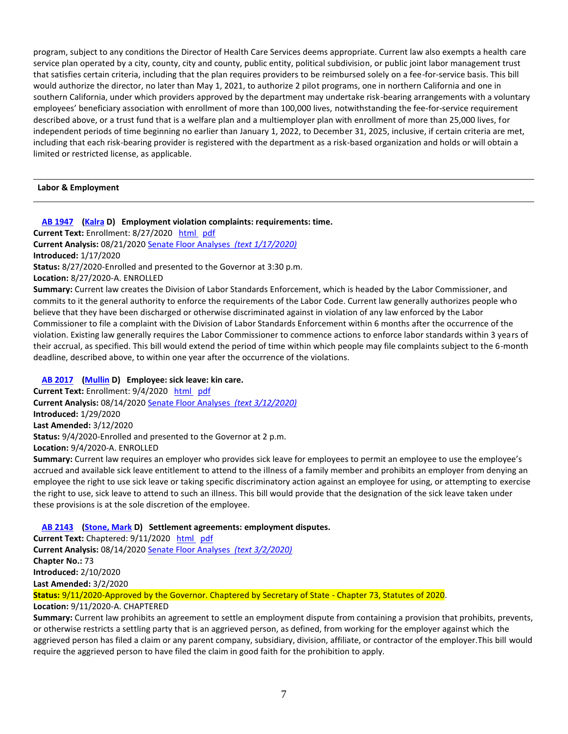program, subject to any conditions the Director of Health Care Services deems appropriate. Current law also exempts a health care service plan operated by a city, county, city and county, public entity, political subdivision, or public joint labor management trust that satisfies certain criteria, including that the plan requires providers to be reimbursed solely on a fee-for-service basis. This bill would authorize the director, no later than May 1, 2021, to authorize 2 pilot programs, one in northern California and one in southern California, under which providers approved by the department may undertake risk-bearing arrangements with a voluntary employees' beneficiary association with enrollment of more than 100,000 lives, notwithstanding the fee-for-service requirement described above, or a trust fund that is a welfare plan and a multiemployer plan with enrollment of more than 25,000 lives, for independent periods of time beginning no earlier than January 1, 2022, to December 31, 2025, inclusive, if certain criteria are met, including that each risk-bearing provider is registered with the department as a risk-based organization and holds or will obtain a limited or restricted license, as applicable.

---

## Labor & Employment

---

**AB 1947 (Kalra D) Employment violation complaints: requirements: time.**
**Current Text:** Enrollment: 8/27/2020 html pdf
**Current Analysis:** 08/21/2020 Senate Floor Analyses *(text 1/17/2020)*
**Introduced:** 1/17/2020
**Status:** 8/27/2020-Enrolled and presented to the Governor at 3:30 p.m.
**Location:** 8/27/2020-A. ENROLLED
**Summary:** Current law creates the Division of Labor Standards Enforcement, which is headed by the Labor Commissioner, and commits to it the general authority to enforce the requirements of the Labor Code. Current law generally authorizes people who believe that they have been discharged or otherwise discriminated against in violation of any law enforced by the Labor Commissioner to file a complaint with the Division of Labor Standards Enforcement within 6 months after the occurrence of the violation. Existing law generally requires the Labor Commissioner to commence actions to enforce labor standards within 3 years of their accrual, as specified. This bill would extend the period of time within which people may file complaints subject to the 6-month deadline, described above, to within one year after the occurrence of the violations.

**AB 2017 (Mullin D) Employee: sick leave: kin care.**
**Current Text:** Enrollment: 9/4/2020 html pdf
**Current Analysis:** 08/14/2020 Senate Floor Analyses *(text 3/12/2020)*
**Introduced:** 1/29/2020
**Last Amended:** 3/12/2020
**Status:** 9/4/2020-Enrolled and presented to the Governor at 2 p.m.
**Location:** 9/4/2020-A. ENROLLED
**Summary:** Current law requires an employer who provides sick leave for employees to permit an employee to use the employee's accrued and available sick leave entitlement to attend to the illness of a family member and prohibits an employer from denying an employee the right to use sick leave or taking specific discriminatory action against an employee for using, or attempting to exercise the right to use, sick leave to attend to such an illness. This bill would provide that the designation of the sick leave taken under these provisions is at the sole discretion of the employee.

**AB 2143 (Stone, Mark D) Settlement agreements: employment disputes.**
**Current Text:** Chaptered: 9/11/2020 html pdf
**Current Analysis:** 08/14/2020 Senate Floor Analyses *(text 3/2/2020)*
**Chapter No.:** 73
**Introduced:** 2/10/2020
**Last Amended:** 3/2/2020
**Status:** 9/11/2020-Approved by the Governor. Chaptered by Secretary of State - Chapter 73, Statutes of 2020.
**Location:** 9/11/2020-A. CHAPTERED
**Summary:** Current law prohibits an agreement to settle an employment dispute from containing a provision that prohibits, prevents, or otherwise restricts a settling party that is an aggrieved person, as defined, from working for the employer against which the aggrieved person has filed a claim or any parent company, subsidiary, division, affiliate, or contractor of the employer.This bill would require the aggrieved person to have filed the claim in good faith for the prohibition to apply.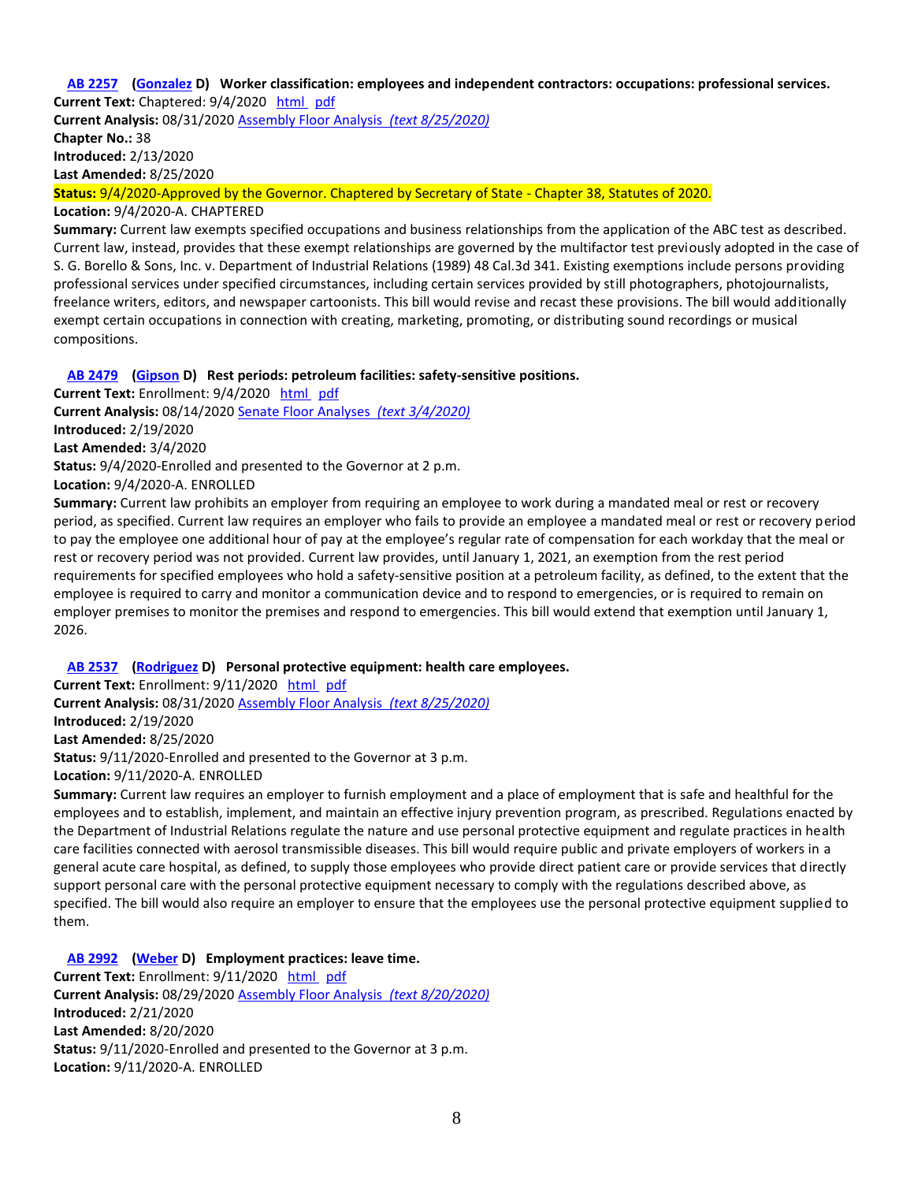**AB 2257** (**Gonzalez** D) **Worker classification: employees and independent contractors: occupations: professional services.**
**Current Text:** Chaptered: 9/4/2020 html pdf
**Current Analysis:** 08/31/2020 Assembly Floor Analysis *(text 8/25/2020)*
**Chapter No.:** 38
**Introduced:** 2/13/2020
**Last Amended:** 8/25/2020
**Status:** 9/4/2020-Approved by the Governor. Chaptered by Secretary of State - Chapter 38, Statutes of 2020.
**Location:** 9/4/2020-A. CHAPTERED
**Summary:** Current law exempts specified occupations and business relationships from the application of the ABC test as described. Current law, instead, provides that these exempt relationships are governed by the multifactor test previously adopted in the case of S. G. Borello & Sons, Inc. v. Department of Industrial Relations (1989) 48 Cal.3d 341. Existing exemptions include persons providing professional services under specified circumstances, including certain services provided by still photographers, photojournalists, freelance writers, editors, and newspaper cartoonists. This bill would revise and recast these provisions. The bill would additionally exempt certain occupations in connection with creating, marketing, promoting, or distributing sound recordings or musical compositions.

**AB 2479** (**Gipson** D) **Rest periods: petroleum facilities: safety-sensitive positions.**
**Current Text:** Enrollment: 9/4/2020 html pdf
**Current Analysis:** 08/14/2020 Senate Floor Analyses *(text 3/4/2020)*
**Introduced:** 2/19/2020
**Last Amended:** 3/4/2020
**Status:** 9/4/2020-Enrolled and presented to the Governor at 2 p.m.
**Location:** 9/4/2020-A. ENROLLED
**Summary:** Current law prohibits an employer from requiring an employee to work during a mandated meal or rest or recovery period, as specified. Current law requires an employer who fails to provide an employee a mandated meal or rest or recovery period to pay the employee one additional hour of pay at the employee's regular rate of compensation for each workday that the meal or rest or recovery period was not provided. Current law provides, until January 1, 2021, an exemption from the rest period requirements for specified employees who hold a safety-sensitive position at a petroleum facility, as defined, to the extent that the employee is required to carry and monitor a communication device and to respond to emergencies, or is required to remain on employer premises to monitor the premises and respond to emergencies. This bill would extend that exemption until January 1, 2026.

**AB 2537** (**Rodriguez** D) **Personal protective equipment: health care employees.**
**Current Text:** Enrollment: 9/11/2020 html pdf
**Current Analysis:** 08/31/2020 Assembly Floor Analysis *(text 8/25/2020)*
**Introduced:** 2/19/2020
**Last Amended:** 8/25/2020
**Status:** 9/11/2020-Enrolled and presented to the Governor at 3 p.m.
**Location:** 9/11/2020-A. ENROLLED
**Summary:** Current law requires an employer to furnish employment and a place of employment that is safe and healthful for the employees and to establish, implement, and maintain an effective injury prevention program, as prescribed. Regulations enacted by the Department of Industrial Relations regulate the nature and use personal protective equipment and regulate practices in health care facilities connected with aerosol transmissible diseases. This bill would require public and private employers of workers in a general acute care hospital, as defined, to supply those employees who provide direct patient care or provide services that directly support personal care with the personal protective equipment necessary to comply with the regulations described above, as specified. The bill would also require an employer to ensure that the employees use the personal protective equipment supplied to them.

**AB 2992** (**Weber** D) **Employment practices: leave time.**
**Current Text:** Enrollment: 9/11/2020 html pdf
**Current Analysis:** 08/29/2020 Assembly Floor Analysis *(text 8/20/2020)*
**Introduced:** 2/21/2020
**Last Amended:** 8/20/2020
**Status:** 9/11/2020-Enrolled and presented to the Governor at 3 p.m.
**Location:** 9/11/2020-A. ENROLLED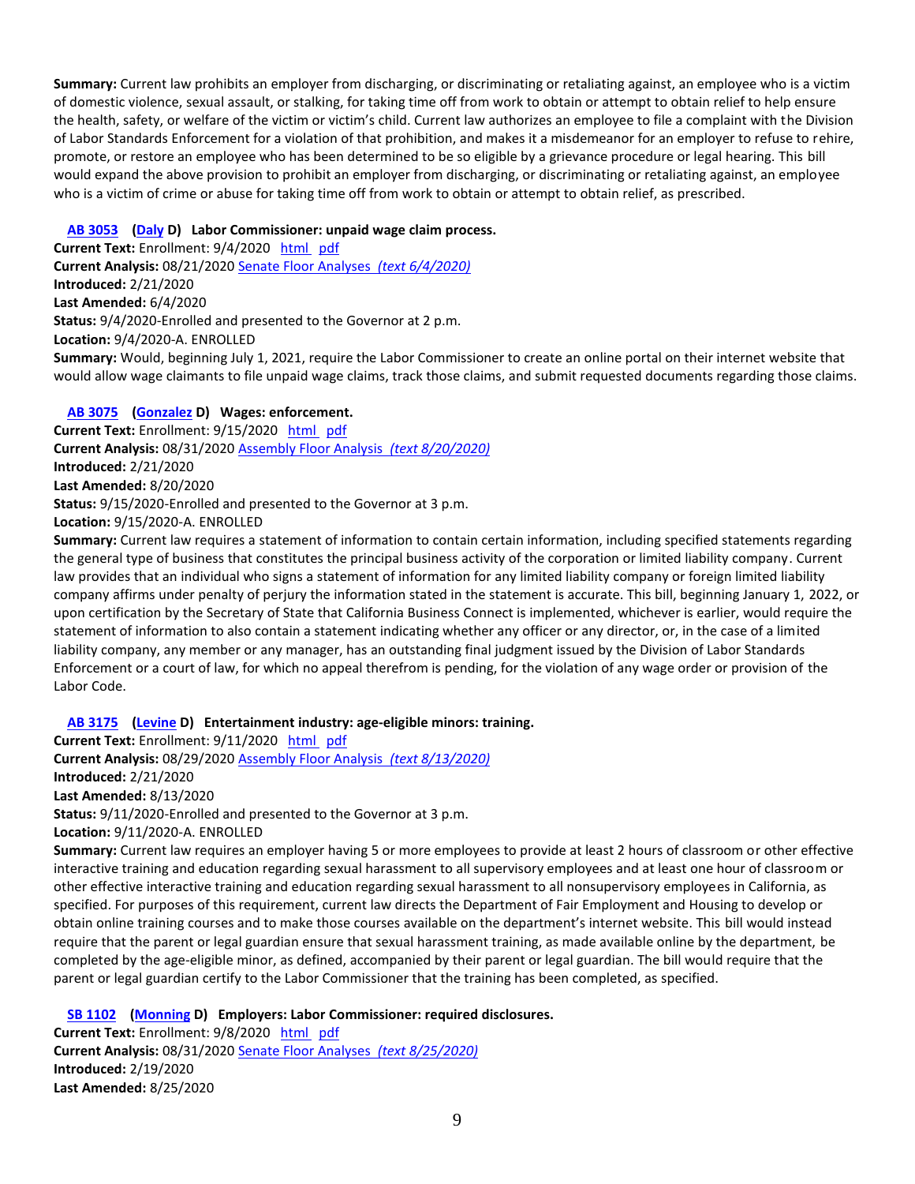**Summary:** Current law prohibits an employer from discharging, or discriminating or retaliating against, an employee who is a victim of domestic violence, sexual assault, or stalking, for taking time off from work to obtain or attempt to obtain relief to help ensure the health, safety, or welfare of the victim or victim's child. Current law authorizes an employee to file a complaint with the Division of Labor Standards Enforcement for a violation of that prohibition, and makes it a misdemeanor for an employer to refuse to rehire, promote, or restore an employee who has been determined to be so eligible by a grievance procedure or legal hearing. This bill would expand the above provision to prohibit an employer from discharging, or discriminating or retaliating against, an employee who is a victim of crime or abuse for taking time off from work to obtain or attempt to obtain relief, as prescribed.

**AB 3053** **(Daly D) Labor Commissioner: unpaid wage claim process.**
**Current Text:** Enrollment: 9/4/2020 html pdf
**Current Analysis:** 08/21/2020 Senate Floor Analyses *(text 6/4/2020)*
**Introduced:** 2/21/2020
**Last Amended:** 6/4/2020
**Status:** 9/4/2020-Enrolled and presented to the Governor at 2 p.m.
**Location:** 9/4/2020-A. ENROLLED
**Summary:** Would, beginning July 1, 2021, require the Labor Commissioner to create an online portal on their internet website that would allow wage claimants to file unpaid wage claims, track those claims, and submit requested documents regarding those claims.

**AB 3075** **(Gonzalez D) Wages: enforcement.**
**Current Text:** Enrollment: 9/15/2020 html pdf
**Current Analysis:** 08/31/2020 Assembly Floor Analysis *(text 8/20/2020)*
**Introduced:** 2/21/2020
**Last Amended:** 8/20/2020
**Status:** 9/15/2020-Enrolled and presented to the Governor at 3 p.m.
**Location:** 9/15/2020-A. ENROLLED
**Summary:** Current law requires a statement of information to contain certain information, including specified statements regarding the general type of business that constitutes the principal business activity of the corporation or limited liability company. Current law provides that an individual who signs a statement of information for any limited liability company or foreign limited liability company affirms under penalty of perjury the information stated in the statement is accurate. This bill, beginning January 1, 2022, or upon certification by the Secretary of State that California Business Connect is implemented, whichever is earlier, would require the statement of information to also contain a statement indicating whether any officer or any director, or, in the case of a limited liability company, any member or any manager, has an outstanding final judgment issued by the Division of Labor Standards Enforcement or a court of law, for which no appeal therefrom is pending, for the violation of any wage order or provision of the Labor Code.

**AB 3175** **(Levine D) Entertainment industry: age-eligible minors: training.**
**Current Text:** Enrollment: 9/11/2020 html pdf
**Current Analysis:** 08/29/2020 Assembly Floor Analysis *(text 8/13/2020)*
**Introduced:** 2/21/2020
**Last Amended:** 8/13/2020
**Status:** 9/11/2020-Enrolled and presented to the Governor at 3 p.m.
**Location:** 9/11/2020-A. ENROLLED
**Summary:** Current law requires an employer having 5 or more employees to provide at least 2 hours of classroom or other effective interactive training and education regarding sexual harassment to all supervisory employees and at least one hour of classroom or other effective interactive training and education regarding sexual harassment to all nonsupervisory employees in California, as specified. For purposes of this requirement, current law directs the Department of Fair Employment and Housing to develop or obtain online training courses and to make those courses available on the department's internet website. This bill would instead require that the parent or legal guardian ensure that sexual harassment training, as made available online by the department, be completed by the age-eligible minor, as defined, accompanied by their parent or legal guardian. The bill would require that the parent or legal guardian certify to the Labor Commissioner that the training has been completed, as specified.

**SB 1102** **(Monning D) Employers: Labor Commissioner: required disclosures.**
**Current Text:** Enrollment: 9/8/2020 html pdf
**Current Analysis:** 08/31/2020 Senate Floor Analyses *(text 8/25/2020)*
**Introduced:** 2/19/2020
**Last Amended:** 8/25/2020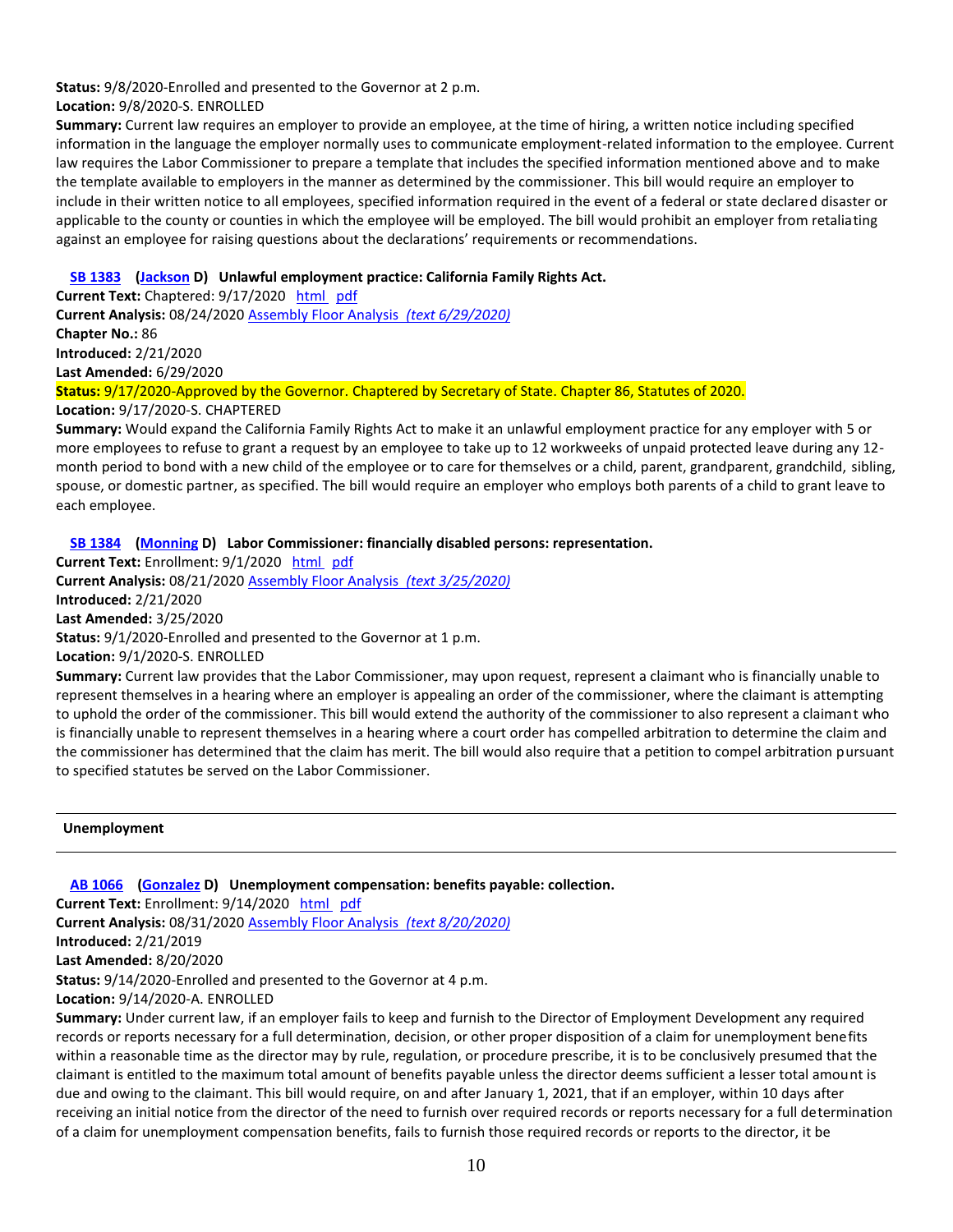**Status:** 9/8/2020-Enrolled and presented to the Governor at 2 p.m.
**Location:** 9/8/2020-S. ENROLLED
**Summary:** Current law requires an employer to provide an employee, at the time of hiring, a written notice including specified information in the language the employer normally uses to communicate employment-related information to the employee. Current law requires the Labor Commissioner to prepare a template that includes the specified information mentioned above and to make the template available to employers in the manner as determined by the commissioner. This bill would require an employer to include in their written notice to all employees, specified information required in the event of a federal or state declared disaster or applicable to the county or counties in which the employee will be employed. The bill would prohibit an employer from retaliating against an employee for raising questions about the declarations' requirements or recommendations.

**SB 1383 (Jackson D) Unlawful employment practice: California Family Rights Act.**
**Current Text:** Chaptered: 9/17/2020 html pdf
**Current Analysis:** 08/24/2020 Assembly Floor Analysis *(text 6/29/2020)*
**Chapter No.:** 86
**Introduced:** 2/21/2020
**Last Amended:** 6/29/2020
**Status:** 9/17/2020-Approved by the Governor. Chaptered by Secretary of State. Chapter 86, Statutes of 2020.
**Location:** 9/17/2020-S. CHAPTERED
**Summary:** Would expand the California Family Rights Act to make it an unlawful employment practice for any employer with 5 or more employees to refuse to grant a request by an employee to take up to 12 workweeks of unpaid protected leave during any 12-month period to bond with a new child of the employee or to care for themselves or a child, parent, grandparent, grandchild, sibling, spouse, or domestic partner, as specified. The bill would require an employer who employs both parents of a child to grant leave to each employee.

**SB 1384 (Monning D) Labor Commissioner: financially disabled persons: representation.**
**Current Text:** Enrollment: 9/1/2020 html pdf
**Current Analysis:** 08/21/2020 Assembly Floor Analysis *(text 3/25/2020)*
**Introduced:** 2/21/2020
**Last Amended:** 3/25/2020
**Status:** 9/1/2020-Enrolled and presented to the Governor at 1 p.m.
**Location:** 9/1/2020-S. ENROLLED
**Summary:** Current law provides that the Labor Commissioner, may upon request, represent a claimant who is financially unable to represent themselves in a hearing where an employer is appealing an order of the commissioner, where the claimant is attempting to uphold the order of the commissioner. This bill would extend the authority of the commissioner to also represent a claimant who is financially unable to represent themselves in a hearing where a court order has compelled arbitration to determine the claim and the commissioner has determined that the claim has merit. The bill would also require that a petition to compel arbitration pursuant to specified statutes be served on the Labor Commissioner.

---

**Unemployment**

---

**AB 1066 (Gonzalez D) Unemployment compensation: benefits payable: collection.**
**Current Text:** Enrollment: 9/14/2020 html pdf
**Current Analysis:** 08/31/2020 Assembly Floor Analysis *(text 8/20/2020)*
**Introduced:** 2/21/2019
**Last Amended:** 8/20/2020
**Status:** 9/14/2020-Enrolled and presented to the Governor at 4 p.m.
**Location:** 9/14/2020-A. ENROLLED
**Summary:** Under current law, if an employer fails to keep and furnish to the Director of Employment Development any required records or reports necessary for a full determination, decision, or other proper disposition of a claim for unemployment benefits within a reasonable time as the director may by rule, regulation, or procedure prescribe, it is to be conclusively presumed that the claimant is entitled to the maximum total amount of benefits payable unless the director deems sufficient a lesser total amount is due and owing to the claimant. This bill would require, on and after January 1, 2021, that if an employer, within 10 days after receiving an initial notice from the director of the need to furnish over required records or reports necessary for a full determination of a claim for unemployment compensation benefits, fails to furnish those required records or reports to the director, it be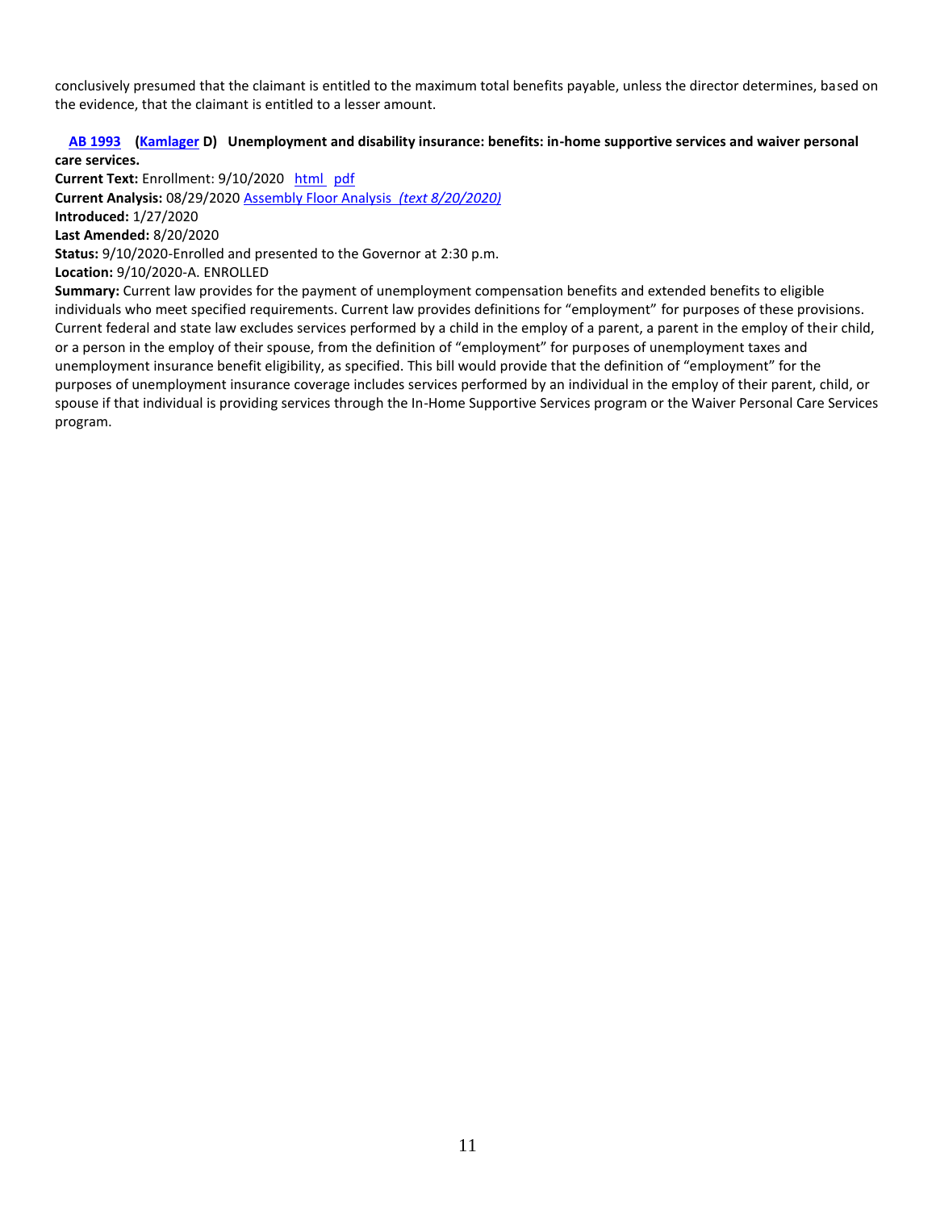conclusively presumed that the claimant is entitled to the maximum total benefits payable, unless the director determines, based on the evidence, that the claimant is entitled to a lesser amount.

**AB 1993 (Kamlager D) Unemployment and disability insurance: benefits: in-home supportive services and waiver personal care services.**

**Current Text:** Enrollment: 9/10/2020 html pdf

**Current Analysis:** 08/29/2020 Assembly Floor Analysis *(text 8/20/2020)*

**Introduced:** 1/27/2020

**Last Amended:** 8/20/2020

**Status:** 9/10/2020-Enrolled and presented to the Governor at 2:30 p.m.

**Location:** 9/10/2020-A. ENROLLED

**Summary:** Current law provides for the payment of unemployment compensation benefits and extended benefits to eligible individuals who meet specified requirements. Current law provides definitions for "employment" for purposes of these provisions. Current federal and state law excludes services performed by a child in the employ of a parent, a parent in the employ of their child, or a person in the employ of their spouse, from the definition of "employment" for purposes of unemployment taxes and unemployment insurance benefit eligibility, as specified. This bill would provide that the definition of "employment" for the purposes of unemployment insurance coverage includes services performed by an individual in the employ of their parent, child, or spouse if that individual is providing services through the In-Home Supportive Services program or the Waiver Personal Care Services program.